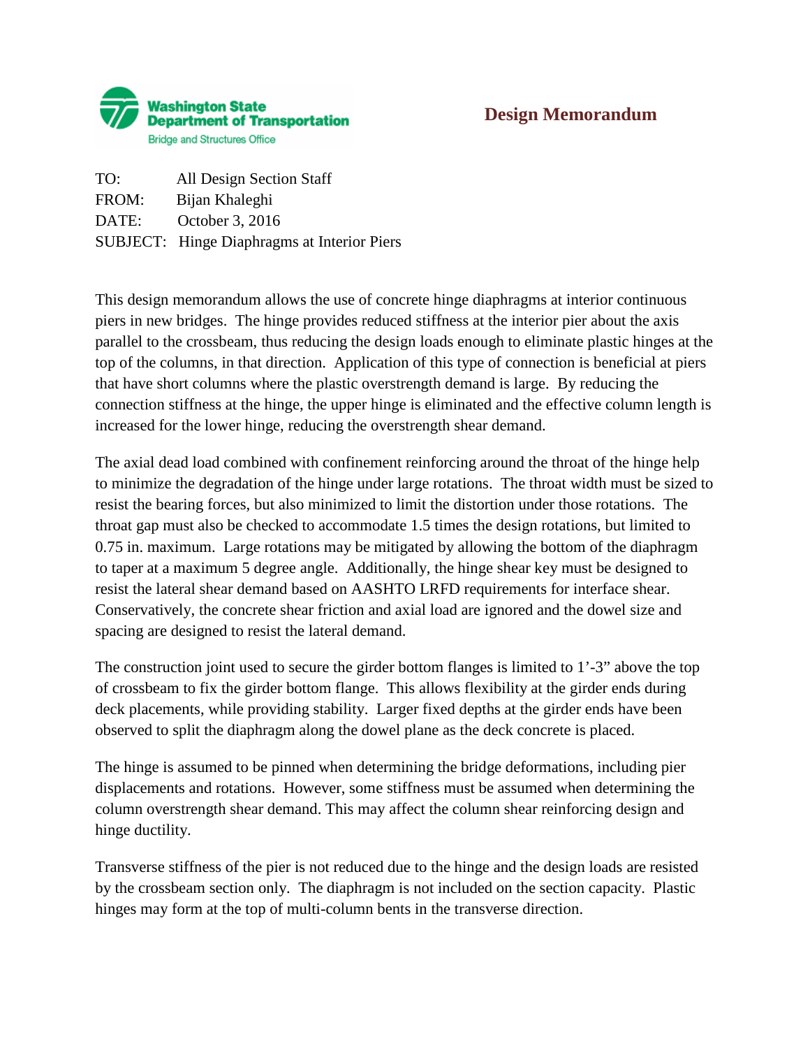**Washington State Department of Transportation**
Bridge and Structures Office

## Design Memorandum

TO: All Design Section Staff
FROM: Bijan Khaleghi
DATE: October 3, 2016
SUBJECT: Hinge Diaphragms at Interior Piers

This design memorandum allows the use of concrete hinge diaphragms at interior continuous piers in new bridges. The hinge provides reduced stiffness at the interior pier about the axis parallel to the crossbeam, thus reducing the design loads enough to eliminate plastic hinges at the top of the columns, in that direction. Application of this type of connection is beneficial at piers that have short columns where the plastic overstrength demand is large. By reducing the connection stiffness at the hinge, the upper hinge is eliminated and the effective column length is increased for the lower hinge, reducing the overstrength shear demand.

The axial dead load combined with confinement reinforcing around the throat of the hinge help to minimize the degradation of the hinge under large rotations. The throat width must be sized to resist the bearing forces, but also minimized to limit the distortion under those rotations. The throat gap must also be checked to accommodate 1.5 times the design rotations, but limited to 0.75 in. maximum. Large rotations may be mitigated by allowing the bottom of the diaphragm to taper at a maximum 5 degree angle. Additionally, the hinge shear key must be designed to resist the lateral shear demand based on AASHTO LRFD requirements for interface shear. Conservatively, the concrete shear friction and axial load are ignored and the dowel size and spacing are designed to resist the lateral demand.

The construction joint used to secure the girder bottom flanges is limited to 1'-3" above the top of crossbeam to fix the girder bottom flange. This allows flexibility at the girder ends during deck placements, while providing stability. Larger fixed depths at the girder ends have been observed to split the diaphragm along the dowel plane as the deck concrete is placed.

The hinge is assumed to be pinned when determining the bridge deformations, including pier displacements and rotations. However, some stiffness must be assumed when determining the column overstrength shear demand. This may affect the column shear reinforcing design and hinge ductility.

Transverse stiffness of the pier is not reduced due to the hinge and the design loads are resisted by the crossbeam section only. The diaphragm is not included on the section capacity. Plastic hinges may form at the top of multi-column bents in the transverse direction.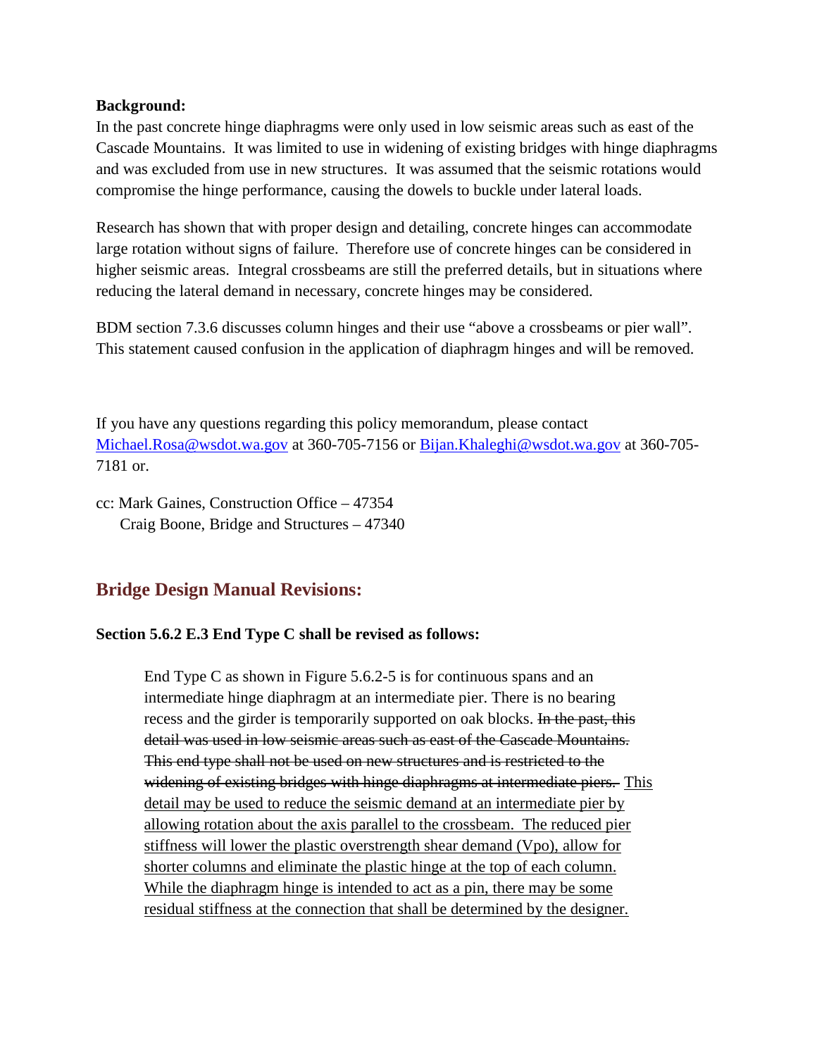**Background:**
In the past concrete hinge diaphragms were only used in low seismic areas such as east of the Cascade Mountains. It was limited to use in widening of existing bridges with hinge diaphragms and was excluded from use in new structures. It was assumed that the seismic rotations would compromise the hinge performance, causing the dowels to buckle under lateral loads.

Research has shown that with proper design and detailing, concrete hinges can accommodate large rotation without signs of failure. Therefore use of concrete hinges can be considered in higher seismic areas. Integral crossbeams are still the preferred details, but in situations where reducing the lateral demand in necessary, concrete hinges may be considered.

BDM section 7.3.6 discusses column hinges and their use "above a crossbeams or pier wall". This statement caused confusion in the application of diaphragm hinges and will be removed.

If you have any questions regarding this policy memorandum, please contact Michael.Rosa@wsdot.wa.gov at 360-705-7156 or Bijan.Khaleghi@wsdot.wa.gov at 360-705-7181 or.

cc: Mark Gaines, Construction Office – 47354
Craig Boone, Bridge and Structures – 47340

## Bridge Design Manual Revisions:

**Section 5.6.2 E.3 End Type C shall be revised as follows:**

> End Type C as shown in Figure 5.6.2-5 is for continuous spans and an intermediate hinge diaphragm at an intermediate pier. There is no bearing recess and the girder is temporarily supported on oak blocks. ~~In the past, this detail was used in low seismic areas such as east of the Cascade Mountains. This end type shall not be used on new structures and is restricted to the widening of existing bridges with hinge diaphragms at intermediate piers.~~ <u>This detail may be used to reduce the seismic demand at an intermediate pier by allowing rotation about the axis parallel to the crossbeam. The reduced pier stiffness will lower the plastic overstrength shear demand (Vpo), allow for shorter columns and eliminate the plastic hinge at the top of each column. While the diaphragm hinge is intended to act as a pin, there may be some residual stiffness at the connection that shall be determined by the designer.</u>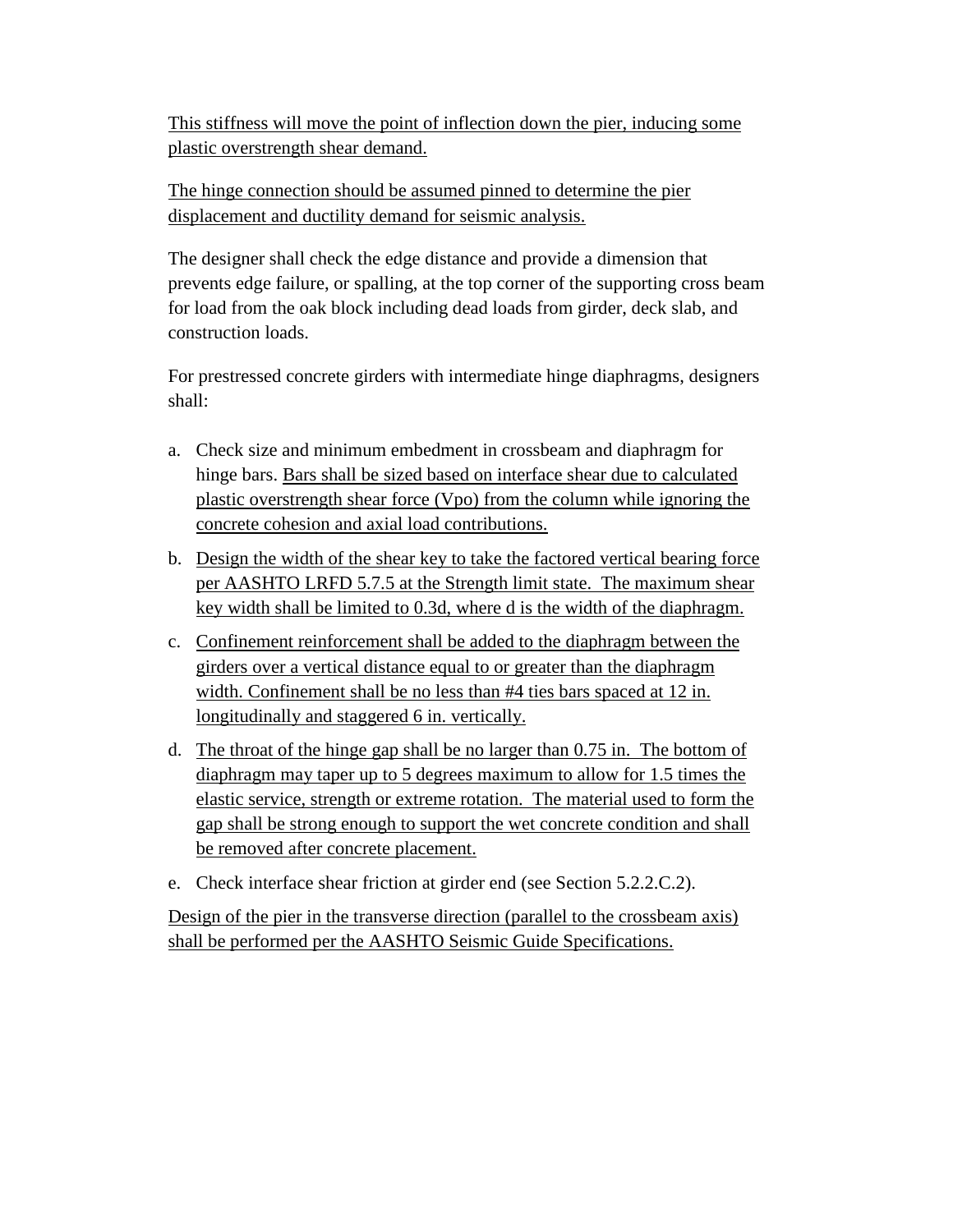This stiffness will move the point of inflection down the pier, inducing some plastic overstrength shear demand.

The hinge connection should be assumed pinned to determine the pier displacement and ductility demand for seismic analysis.

The designer shall check the edge distance and provide a dimension that prevents edge failure, or spalling, at the top corner of the supporting cross beam for load from the oak block including dead loads from girder, deck slab, and construction loads.

For prestressed concrete girders with intermediate hinge diaphragms, designers shall:

a. Check size and minimum embedment in crossbeam and diaphragm for hinge bars. Bars shall be sized based on interface shear due to calculated plastic overstrength shear force (Vpo) from the column while ignoring the concrete cohesion and axial load contributions.
b. Design the width of the shear key to take the factored vertical bearing force per AASHTO LRFD 5.7.5 at the Strength limit state. The maximum shear key width shall be limited to 0.3d, where d is the width of the diaphragm.
c. Confinement reinforcement shall be added to the diaphragm between the girders over a vertical distance equal to or greater than the diaphragm width. Confinement shall be no less than #4 ties bars spaced at 12 in. longitudinally and staggered 6 in. vertically.
d. The throat of the hinge gap shall be no larger than 0.75 in. The bottom of diaphragm may taper up to 5 degrees maximum to allow for 1.5 times the elastic service, strength or extreme rotation. The material used to form the gap shall be strong enough to support the wet concrete condition and shall be removed after concrete placement.
e. Check interface shear friction at girder end (see Section 5.2.2.C.2).

Design of the pier in the transverse direction (parallel to the crossbeam axis) shall be performed per the AASHTO Seismic Guide Specifications.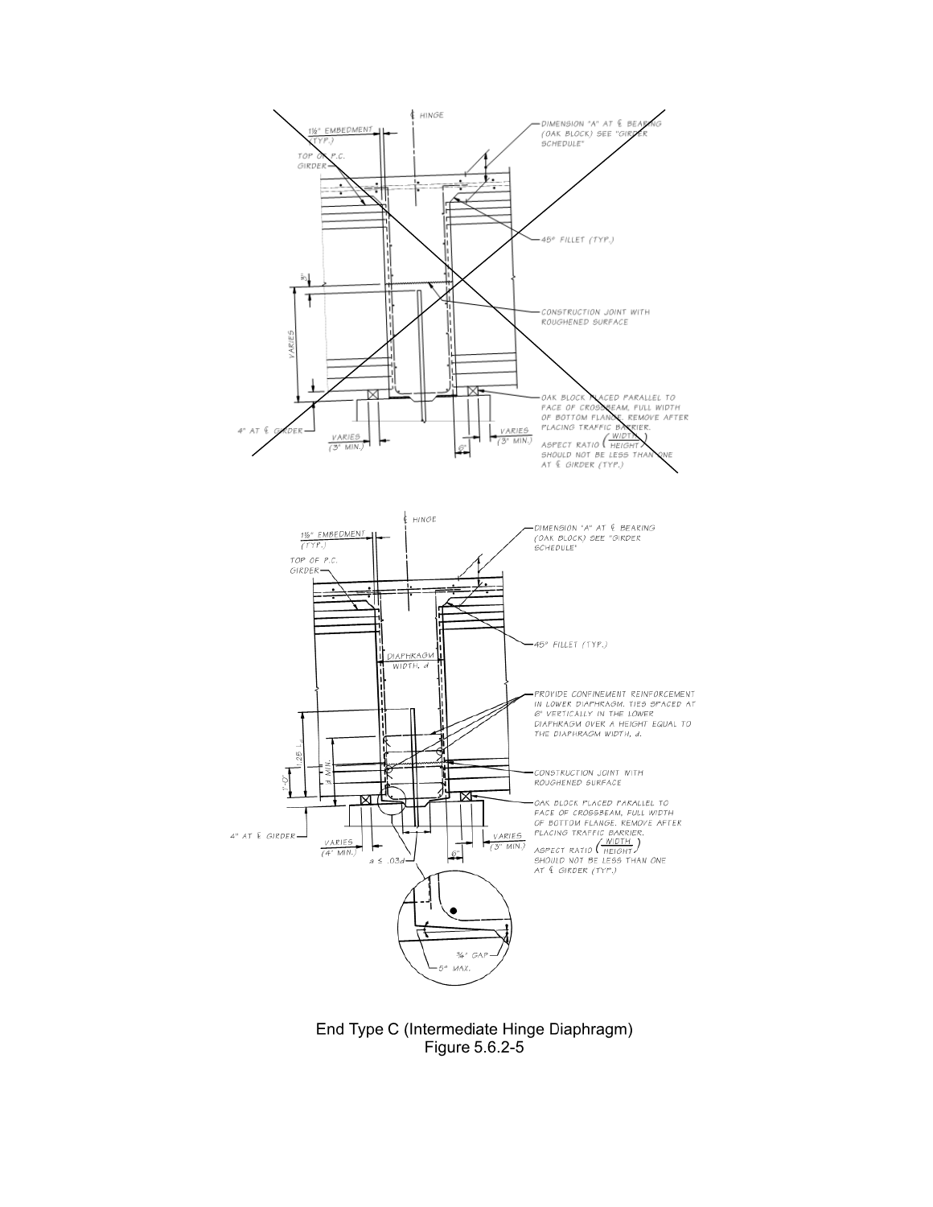End Type C (Intermediate Hinge Diaphragm)
Figure 5.6.2-5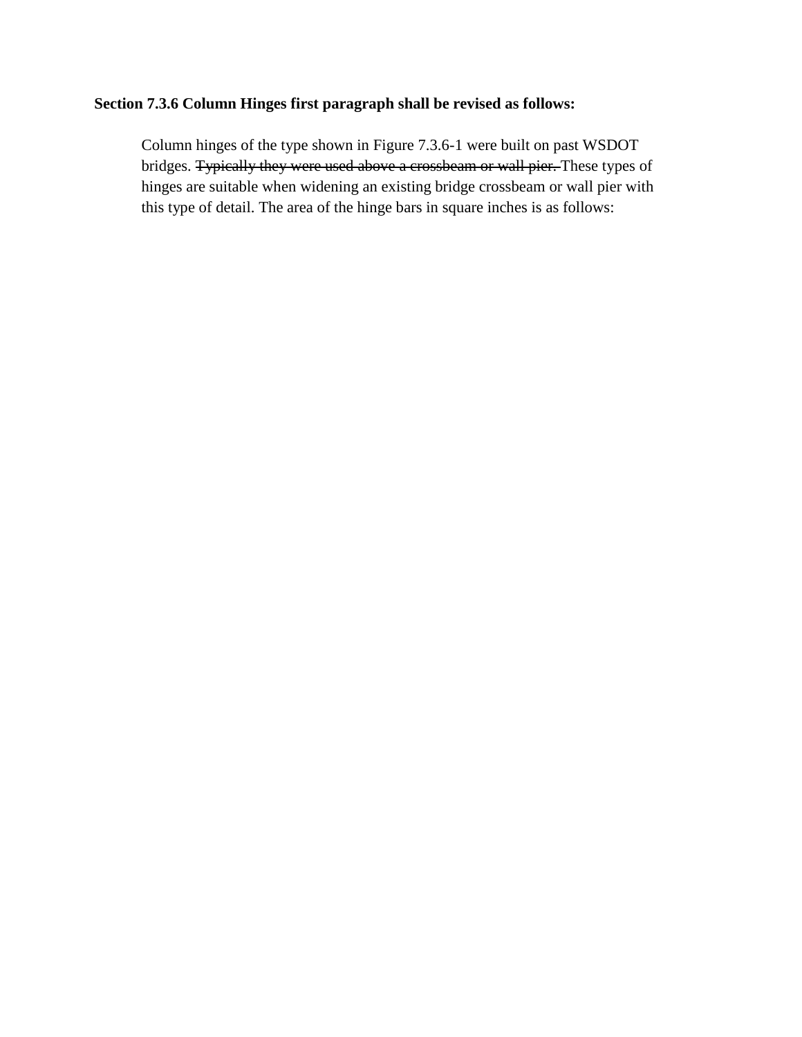**Section 7.3.6 Column Hinges first paragraph shall be revised as follows:**

> Column hinges of the type shown in Figure 7.3.6-1 were built on past WSDOT bridges. ~~Typically they were used above a crossbeam or wall pier.~~ These types of hinges are suitable when widening an existing bridge crossbeam or wall pier with this type of detail. The area of the hinge bars in square inches is as follows: